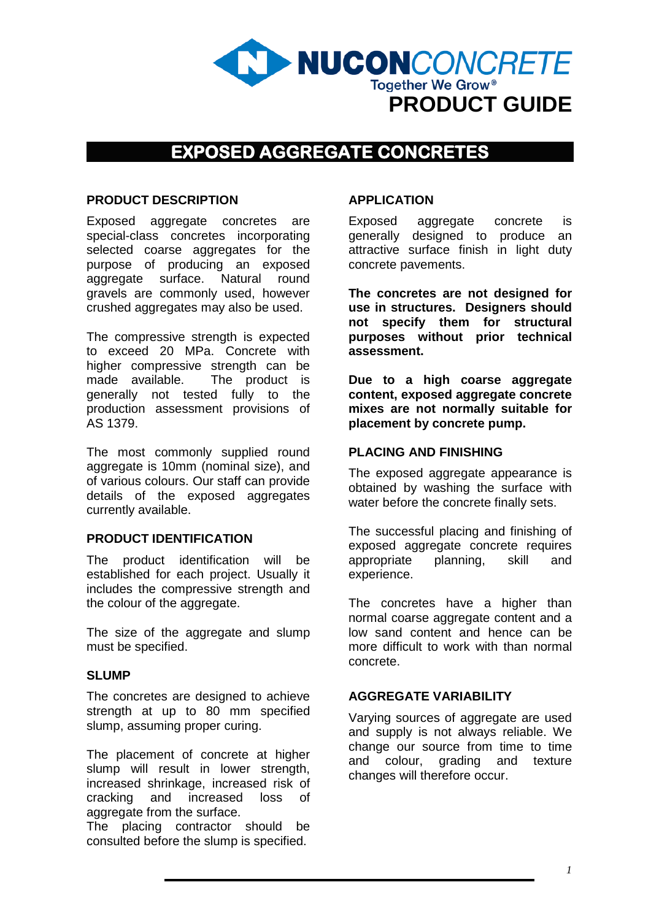NUCONCONCRETE

Together We Grow®

PRODUCT GUIDE

# EXPOSED AGGREGATE CONCRETES

## PRODUCT DESCRIPTION

Exposed aggregate concretes are special-class concretes incorporating selected coarse aggregates for the purpose of producing an exposed aggregate surface. Natural round gravels are commonly used, however crushed aggregates may also be used.

The compressive strength is expected to exceed 20 MPa. Concrete with higher compressive strength can be made available. The product is generally not tested fully to the production assessment provisions of AS 1379.

The most commonly supplied round aggregate is 10mm (nominal size), and of various colours. Our staff can provide details of the exposed aggregates currently available.

## PRODUCT IDENTIFICATION

The product identification will be established for each project. Usually it includes the compressive strength and the colour of the aggregate.

The size of the aggregate and slump must be specified.

## SLUMP

The concretes are designed to achieve strength at up to 80 mm specified slump, assuming proper curing.

The placement of concrete at higher slump will result in lower strength, increased shrinkage, increased risk of cracking and increased loss of aggregate from the surface.
The placing contractor should be consulted before the slump is specified.

## APPLICATION

Exposed aggregate concrete is generally designed to produce an attractive surface finish in light duty concrete pavements.

**The concretes are not designed for use in structures. Designers should not specify them for structural purposes without prior technical assessment.**

**Due to a high coarse aggregate content, exposed aggregate concrete mixes are not normally suitable for placement by concrete pump.**

## PLACING AND FINISHING

The exposed aggregate appearance is obtained by washing the surface with water before the concrete finally sets.

The successful placing and finishing of exposed aggregate concrete requires appropriate planning, skill and experience.

The concretes have a higher than normal coarse aggregate content and a low sand content and hence can be more difficult to work with than normal concrete.

## AGGREGATE VARIABILITY

Varying sources of aggregate are used and supply is not always reliable. We change our source from time to time and colour, grading and texture changes will therefore occur.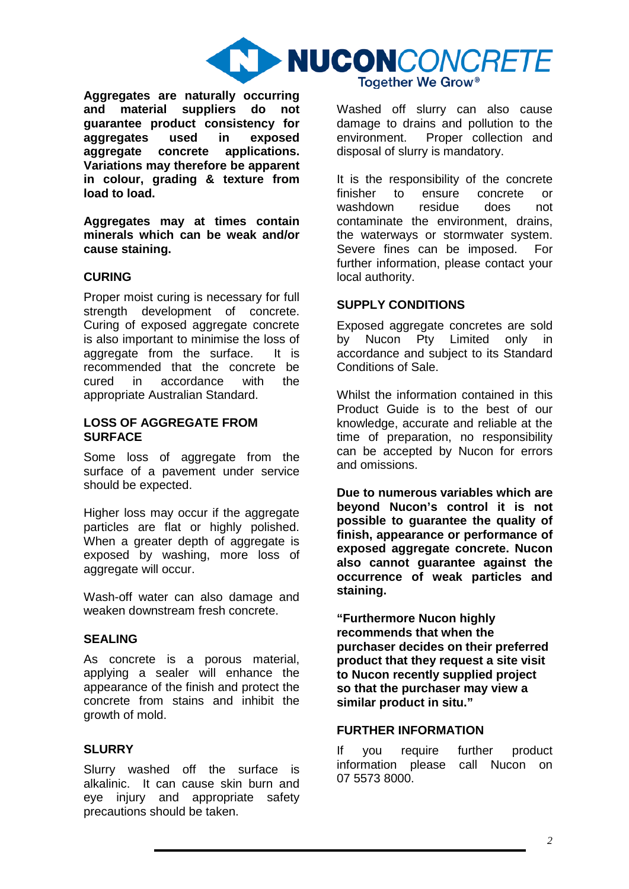**Aggregates are naturally occurring and material suppliers do not guarantee product consistency for aggregates used in exposed aggregate concrete applications. Variations may therefore be apparent in colour, grading & texture from load to load.**

**Aggregates may at times contain minerals which can be weak and/or cause staining.**

## CURING

Proper moist curing is necessary for full strength development of concrete. Curing of exposed aggregate concrete is also important to minimise the loss of aggregate from the surface. It is recommended that the concrete be cured in accordance with the appropriate Australian Standard.

## LOSS OF AGGREGATE FROM SURFACE

Some loss of aggregate from the surface of a pavement under service should be expected.

Higher loss may occur if the aggregate particles are flat or highly polished. When a greater depth of aggregate is exposed by washing, more loss of aggregate will occur.

Wash-off water can also damage and weaken downstream fresh concrete.

## SEALING

As concrete is a porous material, applying a sealer will enhance the appearance of the finish and protect the concrete from stains and inhibit the growth of mold.

## SLURRY

Slurry washed off the surface is alkalinic. It can cause skin burn and eye injury and appropriate safety precautions should be taken.

Washed off slurry can also cause damage to drains and pollution to the environment. Proper collection and disposal of slurry is mandatory.

It is the responsibility of the concrete finisher to ensure concrete or washdown residue does not contaminate the environment, drains, the waterways or stormwater system. Severe fines can be imposed. For further information, please contact your local authority.

## SUPPLY CONDITIONS

Exposed aggregate concretes are sold by Nucon Pty Limited only in accordance and subject to its Standard Conditions of Sale.

Whilst the information contained in this Product Guide is to the best of our knowledge, accurate and reliable at the time of preparation, no responsibility can be accepted by Nucon for errors and omissions.

**Due to numerous variables which are beyond Nucon's control it is not possible to guarantee the quality of finish, appearance or performance of exposed aggregate concrete. Nucon also cannot guarantee against the occurrence of weak particles and staining.**

**"Furthermore Nucon highly recommends that when the purchaser decides on their preferred product that they request a site visit to Nucon recently supplied project so that the purchaser may view a similar product in situ."**

## FURTHER INFORMATION

If you require further product information please call Nucon on 07 5573 8000.